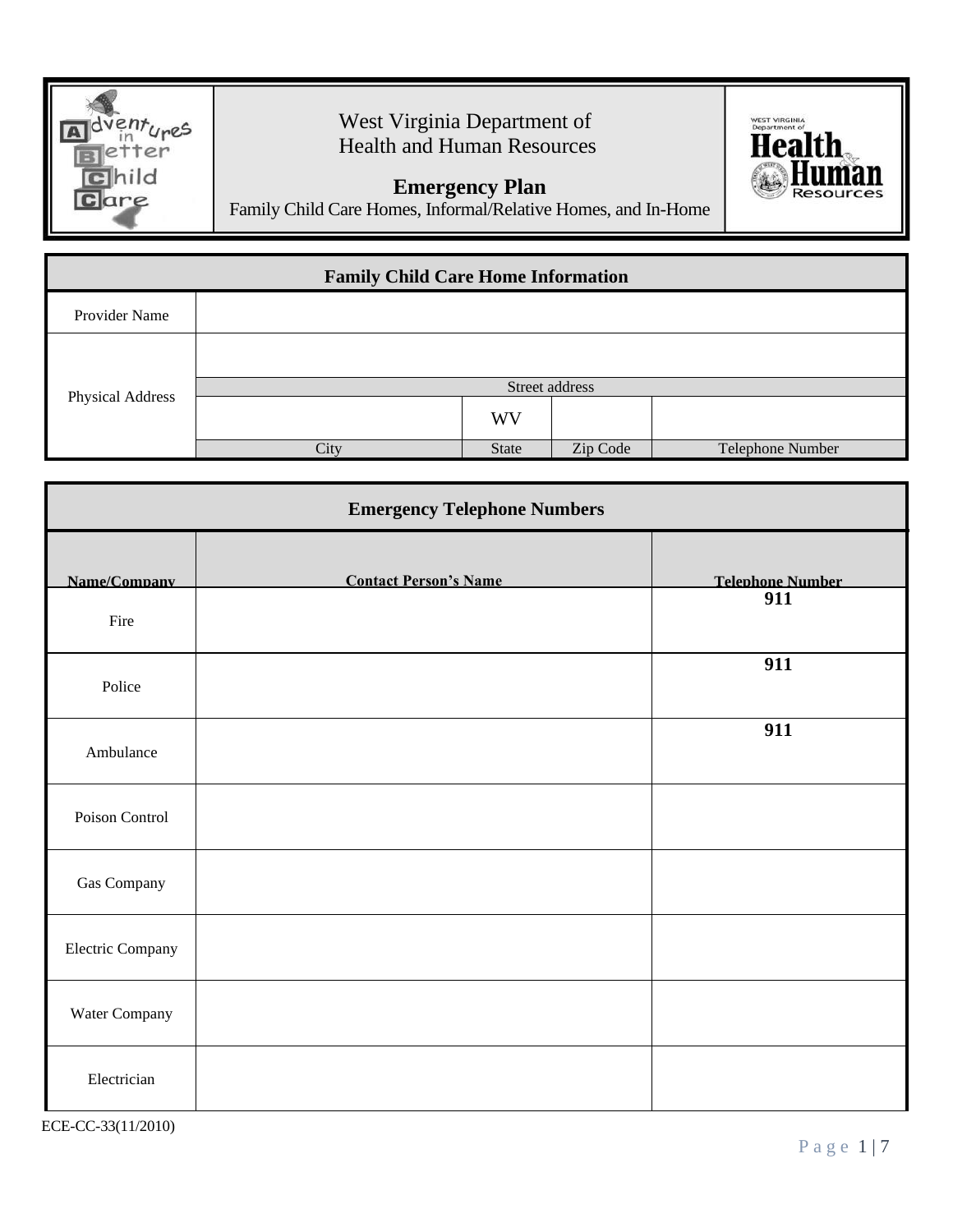West Virginia Department of Health and Human Resources

# Emergency Plan

Family Child Care Homes, Informal/Relative Homes, and In-Home

| Family Child Care Home Information | | | | |
|---|---|---|---|---|
| Provider Name | | | | |
| Physical Address | | | | |
| | Street address | | | |
| | | WV | | |
| | City | State | Zip Code | Telephone Number |

| Emergency Telephone Numbers | | |
|---|---|---|
| **Name/Company** | **Contact Person's Name** | **Telephone Number** |
| Fire | | **911** |
| Police | | **911** |
| Ambulance | | **911** |
| Poison Control | | |
| Gas Company | | |
| Electric Company | | |
| Water Company | | |
| Electrician | | |

ECE-CC-33(11/2010)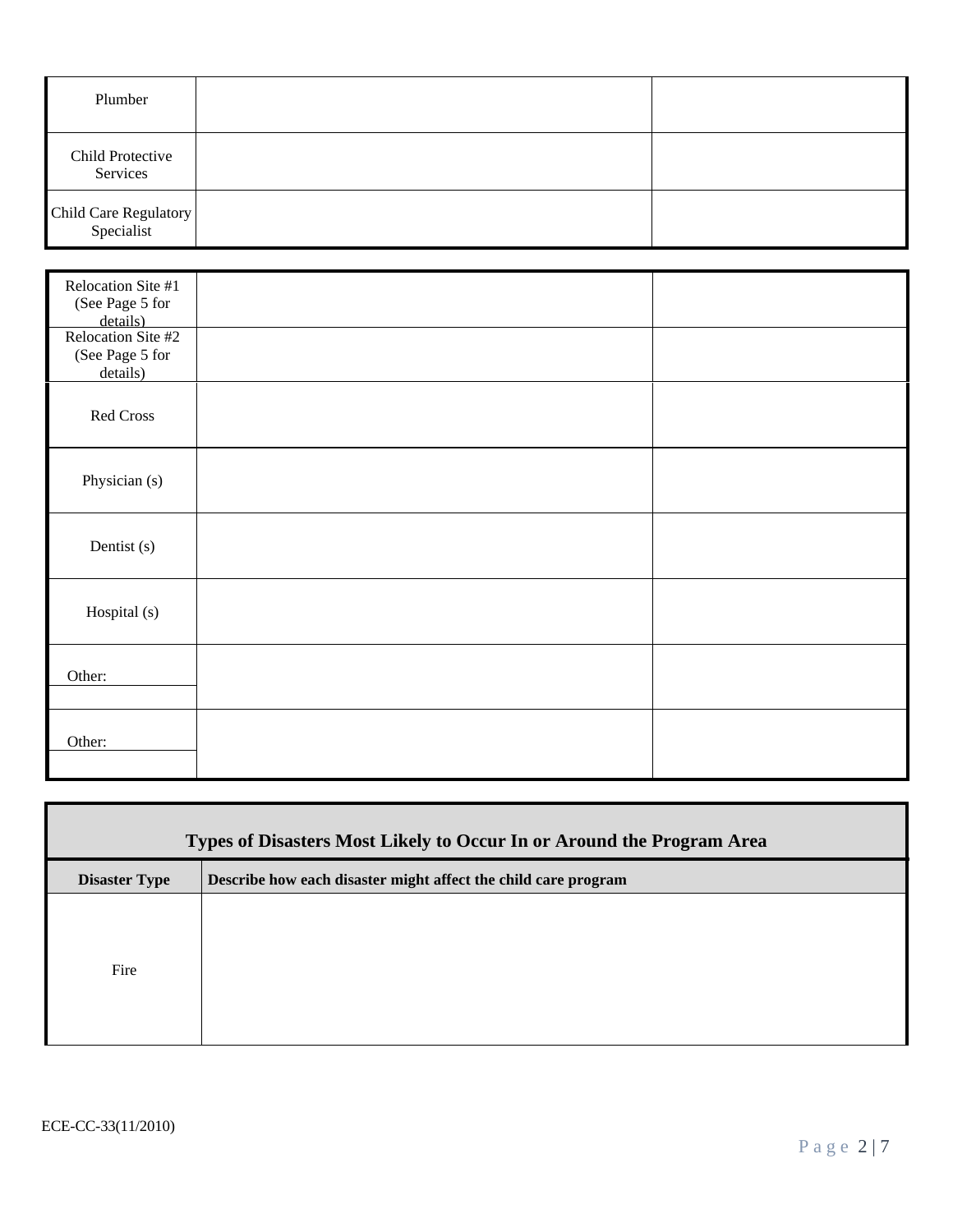| | | |
|---|---|---|
| Plumber | | |
| Child Protective Services | | |
| Child Care Regulatory Specialist | | |

| | | |
|---|---|---|
| Relocation Site #1 (See Page 5 for details) | | |
| Relocation Site #2 (See Page 5 for details) | | |
| Red Cross | | |
| Physician (s) | | |
| Dentist (s) | | |
| Hospital (s) | | |
| Other: | | |
| Other: | | |

| Types of Disasters Most Likely to Occur In or Around the Program Area | |
|---|---|
| **Disaster Type** | **Describe how each disaster might affect the child care program** |
| Fire | |

ECE-CC-33(11/2010)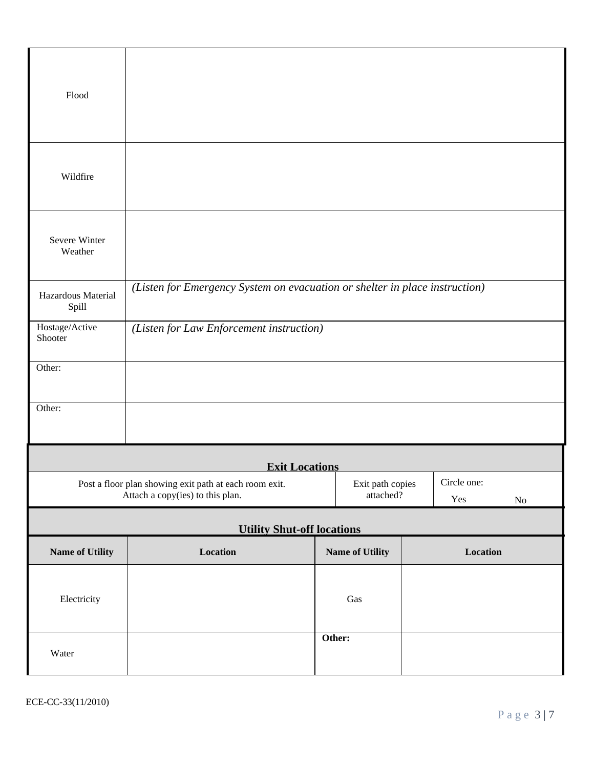| | |
|---|---|
| Flood | |
| Wildfire | |
| Severe Winter Weather | |
| Hazardous Material Spill | *(Listen for Emergency System on evacuation or shelter in place instruction)* |
| Hostage/Active Shooter | *(Listen for Law Enforcement instruction)* |
| Other: | |
| Other: | |

## Exit Locations

| | | |
|---|---|---|
| Post a floor plan showing exit path at each room exit. Attach a copy(ies) to this plan. | Exit path copies attached? | Circle one: Yes No |

## Utility Shut-off locations

| Name of Utility | Location | Name of Utility | Location |
|---|---|---|---|
| Electricity | | Gas | |
| Water | | **Other:** | |

ECE-CC-33(11/2010)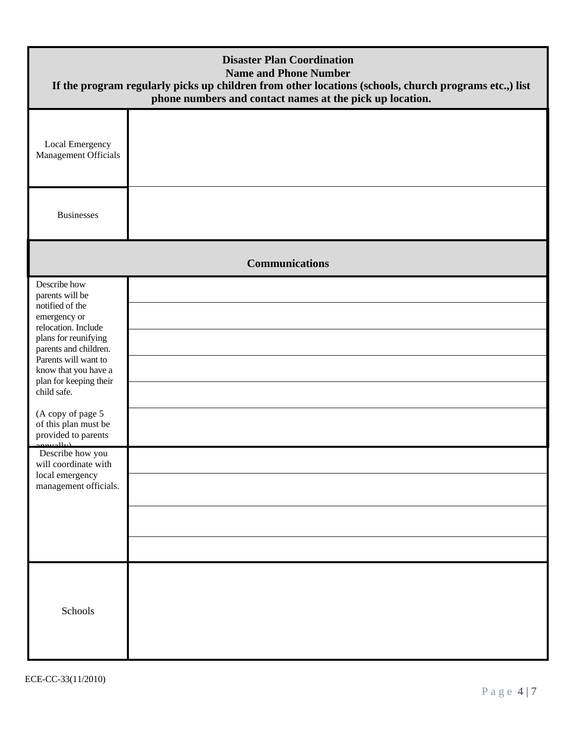| **Disaster Plan Coordination**<br>**Name and Phone Number**<br>**If the program regularly picks up children from other locations (schools, church programs etc.,) list phone numbers and contact names at the pick up location.** | |
|---|---|
| Local Emergency Management Officials | |
| Businesses | |

| **Communications** | |
|---|---|
| Describe how parents will be notified of the emergency or relocation. Include plans for reunifying parents and children. Parents will want to know that you have a plan for keeping their child safe.<br><br>(A copy of page 5 of this plan must be provided to parents annually) | |
| | |
| | |
| | |
| | |
| | |
| Describe how you will coordinate with local emergency management officials. | |
| | |
| | |
| | |
| Schools | |

ECE-CC-33(11/2010)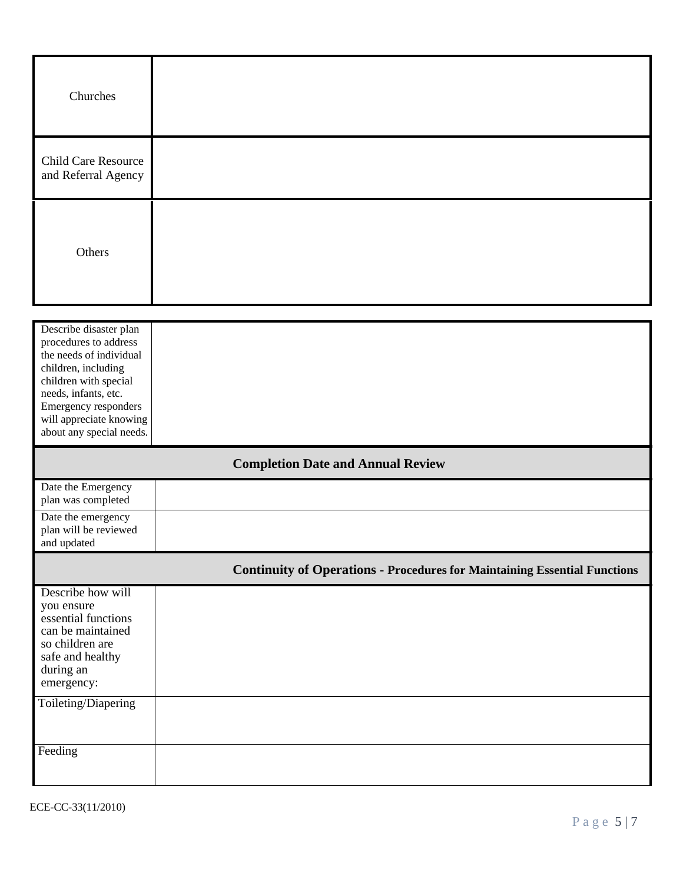| | |
|---|---|
| Churches | |
| Child Care Resource and Referral Agency | |
| Others | |

| | |
|---|---|
| Describe disaster plan procedures to address the needs of individual children, including children with special needs, infants, etc. Emergency responders will appreciate knowing about any special needs. | |
| **Completion Date and Annual Review** | |
| Date the Emergency plan was completed | |
| Date the emergency plan will be reviewed and updated | |
| **Continuity of Operations - Procedures for Maintaining Essential Functions** | |
| Describe how will you ensure essential functions can be maintained so children are safe and healthy during an emergency: | |
| Toileting/Diapering | |
| Feeding | |

ECE-CC-33(11/2010)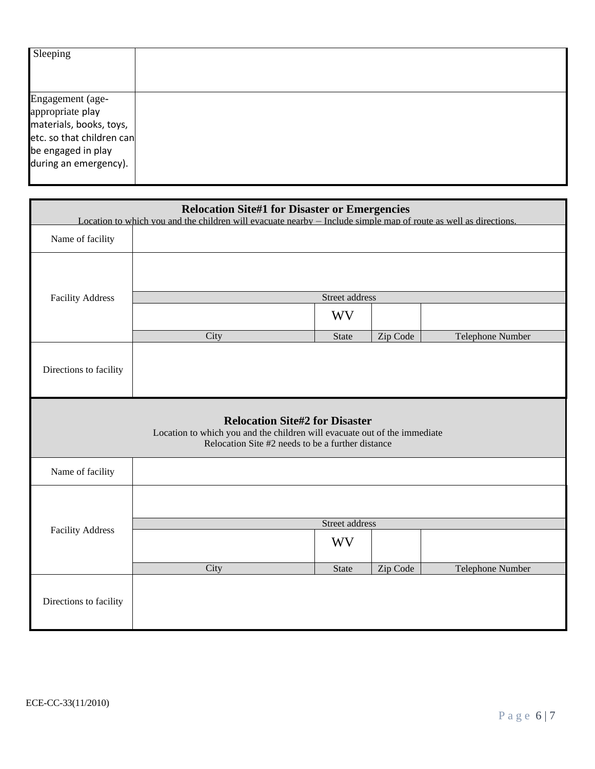| Sleeping | |
|---|---|
| Engagement (age-appropriate play materials, books, toys, etc. so that children can be engaged in play during an emergency). | |

| **Relocation Site#1 for Disaster or Emergencies**<br>Location to which you and the children will evacuate nearby – Include simple map of route as well as directions. | | | | |
|---|---|---|---|---|
| Name of facility | | | | |
| Facility Address | | | | |
| | Street address | | | |
| | | WV | | |
| | City | State | Zip Code | Telephone Number |
| Directions to facility | | | | |

| **Relocation Site#2 for Disaster**<br>Location to which you and the children will evacuate out of the immediate<br>Relocation Site #2 needs to be a further distance | | | | |
|---|---|---|---|---|
| Name of facility | | | | |
| Facility Address | | | | |
| | Street address | | | |
| | | WV | | |
| | City | State | Zip Code | Telephone Number |
| Directions to facility | | | | |

ECE-CC-33(11/2010)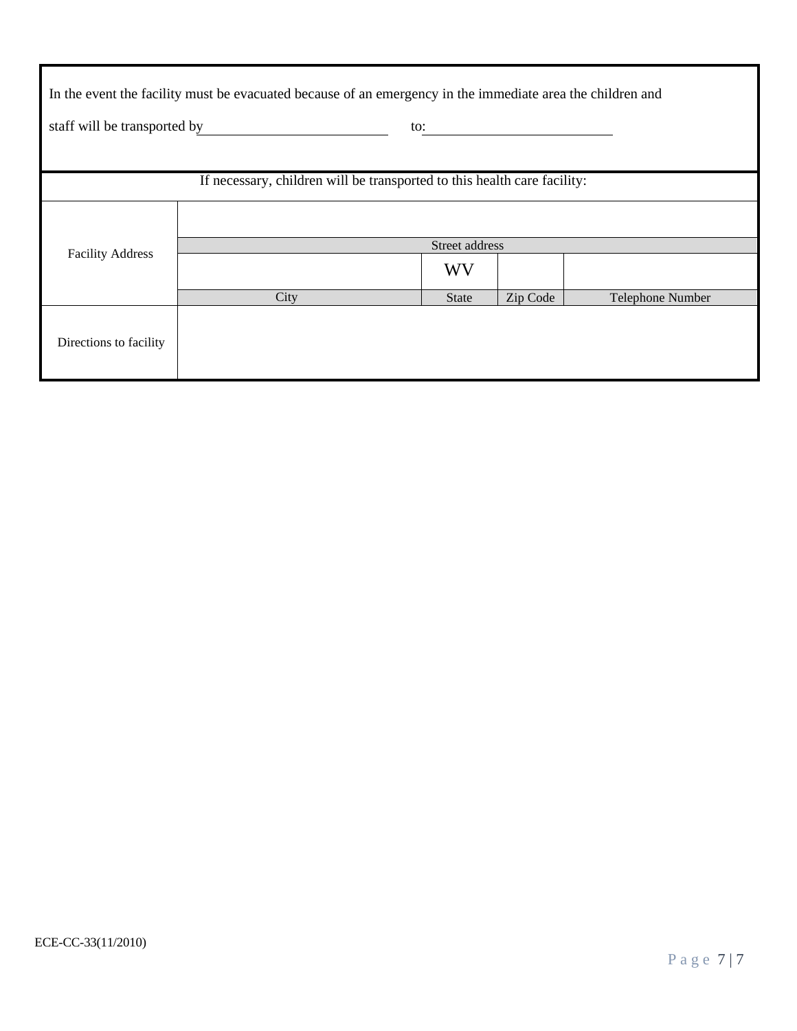In the event the facility must be evacuated because of an emergency in the immediate area the children and staff will be transported by \_\_\_\_\_\_\_\_\_\_\_\_\_\_\_\_\_\_\_\_ to: \_\_\_\_\_\_\_\_\_\_\_\_\_\_\_\_\_\_\_\_

| If necessary, children will be transported to this health care facility: | | | | |
|---|---|---|---|---|
| Facility Address | | | | |
| | Street address | | | |
| | | WV | | |
| | City | State | Zip Code | Telephone Number |
| Directions to facility | | | | |

ECE-CC-33(11/2010)